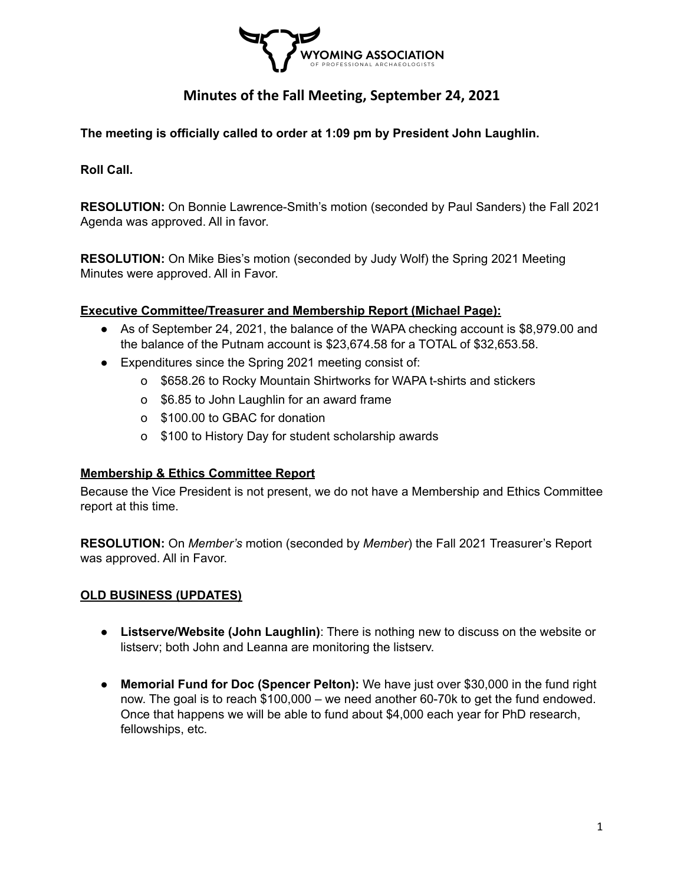WYOMING ASSOCIATION OF PROFESSIONAL ARCHAEOLOGISTS

# Minutes of the Fall Meeting, September 24, 2021

**The meeting is officially called to order at 1:09 pm by President John Laughlin.**

**Roll Call.**

**RESOLUTION:** On Bonnie Lawrence-Smith's motion (seconded by Paul Sanders) the Fall 2021 Agenda was approved. All in favor.

**RESOLUTION:** On Mike Bies's motion (seconded by Judy Wolf) the Spring 2021 Meeting Minutes were approved. All in Favor.

**Executive Committee/Treasurer and Membership Report (Michael Page):**

- As of September 24, 2021, the balance of the WAPA checking account is $8,979.00 and the balance of the Putnam account is $23,674.58 for a TOTAL of $32,653.58.
- Expenditures since the Spring 2021 meeting consist of:
  - $658.26 to Rocky Mountain Shirtworks for WAPA t-shirts and stickers
  - $6.85 to John Laughlin for an award frame
  - $100.00 to GBAC for donation
  - $100 to History Day for student scholarship awards

**Membership & Ethics Committee Report**

Because the Vice President is not present, we do not have a Membership and Ethics Committee report at this time.

**RESOLUTION:** On *Member's* motion (seconded by *Member*) the Fall 2021 Treasurer's Report was approved. All in Favor.

**OLD BUSINESS (UPDATES)**

- **Listserve/Website (John Laughlin)**: There is nothing new to discuss on the website or listserv; both John and Leanna are monitoring the listserv.
- **Memorial Fund for Doc (Spencer Pelton):** We have just over $30,000 in the fund right now. The goal is to reach $100,000 – we need another 60-70k to get the fund endowed. Once that happens we will be able to fund about $4,000 each year for PhD research, fellowships, etc.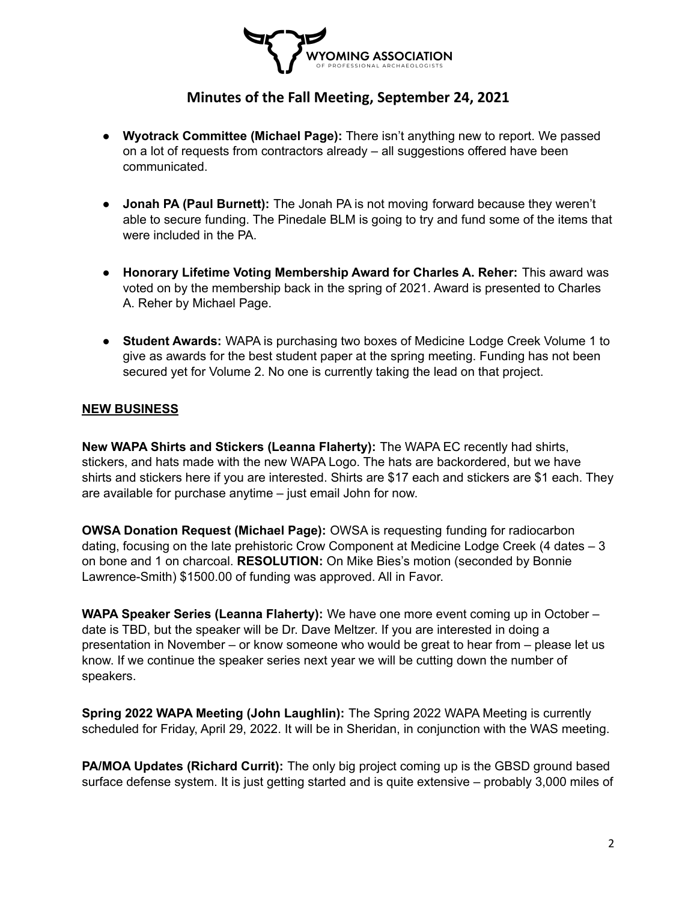- **Wyotrack Committee (Michael Page):** There isn't anything new to report. We passed on a lot of requests from contractors already – all suggestions offered have been communicated.

- **Jonah PA (Paul Burnett):** The Jonah PA is not moving forward because they weren't able to secure funding. The Pinedale BLM is going to try and fund some of the items that were included in the PA.

- **Honorary Lifetime Voting Membership Award for Charles A. Reher:** This award was voted on by the membership back in the spring of 2021. Award is presented to Charles A. Reher by Michael Page.

- **Student Awards:** WAPA is purchasing two boxes of Medicine Lodge Creek Volume 1 to give as awards for the best student paper at the spring meeting. Funding has not been secured yet for Volume 2. No one is currently taking the lead on that project.

## NEW BUSINESS

**New WAPA Shirts and Stickers (Leanna Flaherty):** The WAPA EC recently had shirts, stickers, and hats made with the new WAPA Logo. The hats are backordered, but we have shirts and stickers here if you are interested. Shirts are $17 each and stickers are $1 each. They are available for purchase anytime – just email John for now.

**OWSA Donation Request (Michael Page):** OWSA is requesting funding for radiocarbon dating, focusing on the late prehistoric Crow Component at Medicine Lodge Creek (4 dates – 3 on bone and 1 on charcoal. **RESOLUTION:** On Mike Bies's motion (seconded by Bonnie Lawrence-Smith) $1500.00 of funding was approved. All in Favor.

**WAPA Speaker Series (Leanna Flaherty):** We have one more event coming up in October – date is TBD, but the speaker will be Dr. Dave Meltzer. If you are interested in doing a presentation in November – or know someone who would be great to hear from – please let us know. If we continue the speaker series next year we will be cutting down the number of speakers.

**Spring 2022 WAPA Meeting (John Laughlin):** The Spring 2022 WAPA Meeting is currently scheduled for Friday, April 29, 2022. It will be in Sheridan, in conjunction with the WAS meeting.

**PA/MOA Updates (Richard Currit):** The only big project coming up is the GBSD ground based surface defense system. It is just getting started and is quite extensive – probably 3,000 miles of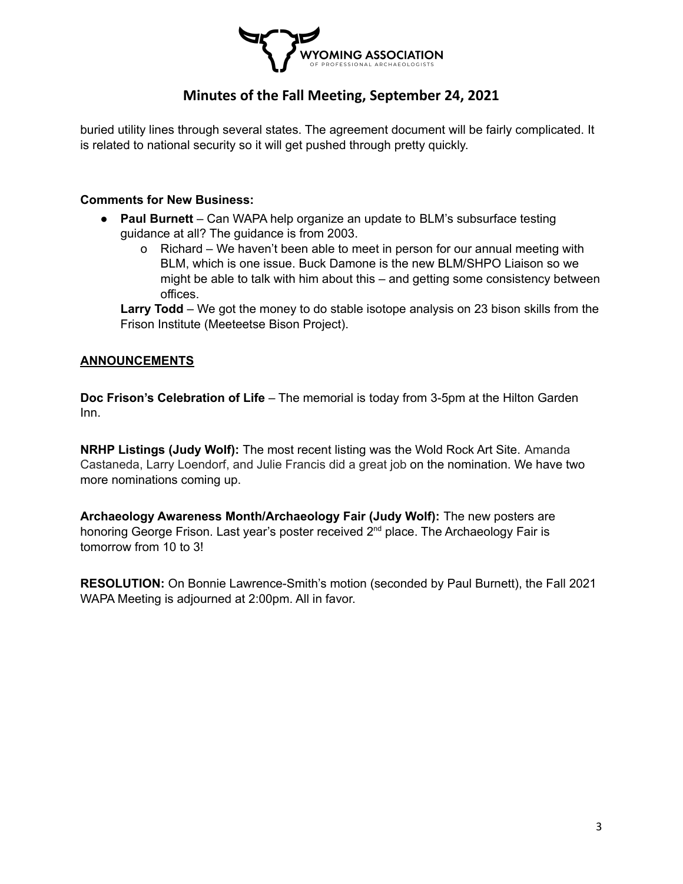buried utility lines through several states. The agreement document will be fairly complicated. It is related to national security so it will get pushed through pretty quickly.

**Comments for New Business:**

- **Paul Burnett** – Can WAPA help organize an update to BLM's subsurface testing guidance at all? The guidance is from 2003.
    - Richard – We haven't been able to meet in person for our annual meeting with BLM, which is one issue. Buck Damone is the new BLM/SHPO Liaison so we might be able to talk with him about this – and getting some consistency between offices.

  **Larry Todd** – We got the money to do stable isotope analysis on 23 bison skills from the Frison Institute (Meeteetse Bison Project).

## ANNOUNCEMENTS

**Doc Frison's Celebration of Life** – The memorial is today from 3-5pm at the Hilton Garden Inn.

**NRHP Listings (Judy Wolf):** The most recent listing was the Wold Rock Art Site. Amanda Castaneda, Larry Loendorf, and Julie Francis did a great job on the nomination. We have two more nominations coming up.

**Archaeology Awareness Month/Archaeology Fair (Judy Wolf):** The new posters are honoring George Frison. Last year's poster received 2nd place. The Archaeology Fair is tomorrow from 10 to 3!

**RESOLUTION:** On Bonnie Lawrence-Smith's motion (seconded by Paul Burnett), the Fall 2021 WAPA Meeting is adjourned at 2:00pm. All in favor.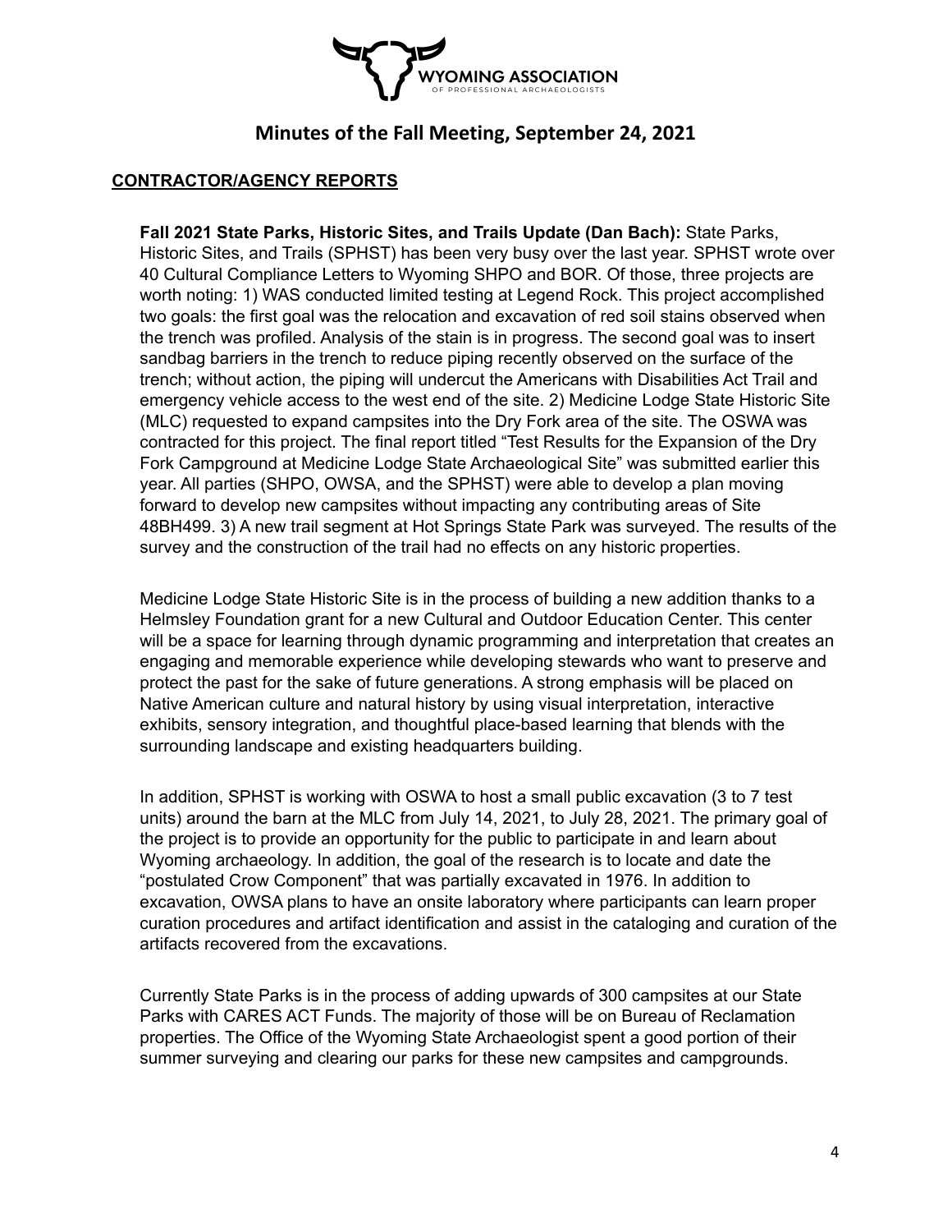## Minutes of the Fall Meeting, September 24, 2021

### CONTRACTOR/AGENCY REPORTS

**Fall 2021 State Parks, Historic Sites, and Trails Update (Dan Bach):** State Parks, Historic Sites, and Trails (SPHST) has been very busy over the last year. SPHST wrote over 40 Cultural Compliance Letters to Wyoming SHPO and BOR. Of those, three projects are worth noting: 1) WAS conducted limited testing at Legend Rock. This project accomplished two goals: the first goal was the relocation and excavation of red soil stains observed when the trench was profiled. Analysis of the stain is in progress. The second goal was to insert sandbag barriers in the trench to reduce piping recently observed on the surface of the trench; without action, the piping will undercut the Americans with Disabilities Act Trail and emergency vehicle access to the west end of the site. 2) Medicine Lodge State Historic Site (MLC) requested to expand campsites into the Dry Fork area of the site. The OSWA was contracted for this project. The final report titled "Test Results for the Expansion of the Dry Fork Campground at Medicine Lodge State Archaeological Site" was submitted earlier this year. All parties (SHPO, OWSA, and the SPHST) were able to develop a plan moving forward to develop new campsites without impacting any contributing areas of Site 48BH499. 3) A new trail segment at Hot Springs State Park was surveyed. The results of the survey and the construction of the trail had no effects on any historic properties.

Medicine Lodge State Historic Site is in the process of building a new addition thanks to a Helmsley Foundation grant for a new Cultural and Outdoor Education Center. This center will be a space for learning through dynamic programming and interpretation that creates an engaging and memorable experience while developing stewards who want to preserve and protect the past for the sake of future generations. A strong emphasis will be placed on Native American culture and natural history by using visual interpretation, interactive exhibits, sensory integration, and thoughtful place-based learning that blends with the surrounding landscape and existing headquarters building.

In addition, SPHST is working with OSWA to host a small public excavation (3 to 7 test units) around the barn at the MLC from July 14, 2021, to July 28, 2021. The primary goal of the project is to provide an opportunity for the public to participate in and learn about Wyoming archaeology. In addition, the goal of the research is to locate and date the "postulated Crow Component" that was partially excavated in 1976. In addition to excavation, OWSA plans to have an onsite laboratory where participants can learn proper curation procedures and artifact identification and assist in the cataloging and curation of the artifacts recovered from the excavations.

Currently State Parks is in the process of adding upwards of 300 campsites at our State Parks with CARES ACT Funds. The majority of those will be on Bureau of Reclamation properties. The Office of the Wyoming State Archaeologist spent a good portion of their summer surveying and clearing our parks for these new campsites and campgrounds.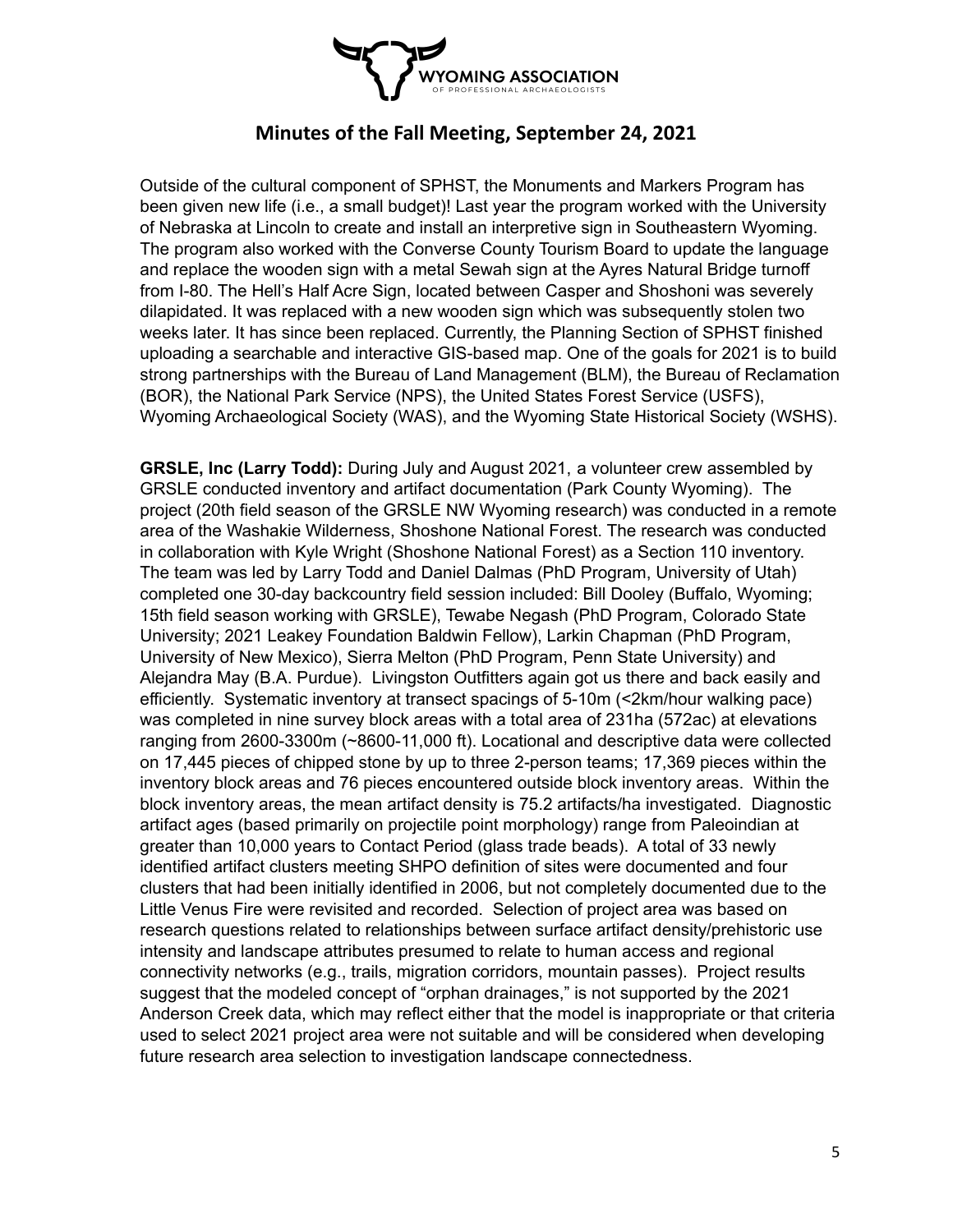# Minutes of the Fall Meeting, September 24, 2021

Outside of the cultural component of SPHST, the Monuments and Markers Program has been given new life (i.e., a small budget)! Last year the program worked with the University of Nebraska at Lincoln to create and install an interpretive sign in Southeastern Wyoming. The program also worked with the Converse County Tourism Board to update the language and replace the wooden sign with a metal Sewah sign at the Ayres Natural Bridge turnoff from I-80. The Hell's Half Acre Sign, located between Casper and Shoshoni was severely dilapidated. It was replaced with a new wooden sign which was subsequently stolen two weeks later. It has since been replaced. Currently, the Planning Section of SPHST finished uploading a searchable and interactive GIS-based map. One of the goals for 2021 is to build strong partnerships with the Bureau of Land Management (BLM), the Bureau of Reclamation (BOR), the National Park Service (NPS), the United States Forest Service (USFS), Wyoming Archaeological Society (WAS), and the Wyoming State Historical Society (WSHS).

**GRSLE, Inc (Larry Todd):** During July and August 2021, a volunteer crew assembled by GRSLE conducted inventory and artifact documentation (Park County Wyoming). The project (20th field season of the GRSLE NW Wyoming research) was conducted in a remote area of the Washakie Wilderness, Shoshone National Forest. The research was conducted in collaboration with Kyle Wright (Shoshone National Forest) as a Section 110 inventory. The team was led by Larry Todd and Daniel Dalmas (PhD Program, University of Utah) completed one 30-day backcountry field session included: Bill Dooley (Buffalo, Wyoming; 15th field season working with GRSLE), Tewabe Negash (PhD Program, Colorado State University; 2021 Leakey Foundation Baldwin Fellow), Larkin Chapman (PhD Program, University of New Mexico), Sierra Melton (PhD Program, Penn State University) and Alejandra May (B.A. Purdue). Livingston Outfitters again got us there and back easily and efficiently. Systematic inventory at transect spacings of 5-10m (<2km/hour walking pace) was completed in nine survey block areas with a total area of 231ha (572ac) at elevations ranging from 2600-3300m (~8600-11,000 ft). Locational and descriptive data were collected on 17,445 pieces of chipped stone by up to three 2-person teams; 17,369 pieces within the inventory block areas and 76 pieces encountered outside block inventory areas. Within the block inventory areas, the mean artifact density is 75.2 artifacts/ha investigated. Diagnostic artifact ages (based primarily on projectile point morphology) range from Paleoindian at greater than 10,000 years to Contact Period (glass trade beads). A total of 33 newly identified artifact clusters meeting SHPO definition of sites were documented and four clusters that had been initially identified in 2006, but not completely documented due to the Little Venus Fire were revisited and recorded. Selection of project area was based on research questions related to relationships between surface artifact density/prehistoric use intensity and landscape attributes presumed to relate to human access and regional connectivity networks (e.g., trails, migration corridors, mountain passes). Project results suggest that the modeled concept of "orphan drainages," is not supported by the 2021 Anderson Creek data, which may reflect either that the model is inappropriate or that criteria used to select 2021 project area were not suitable and will be considered when developing future research area selection to investigation landscape connectedness.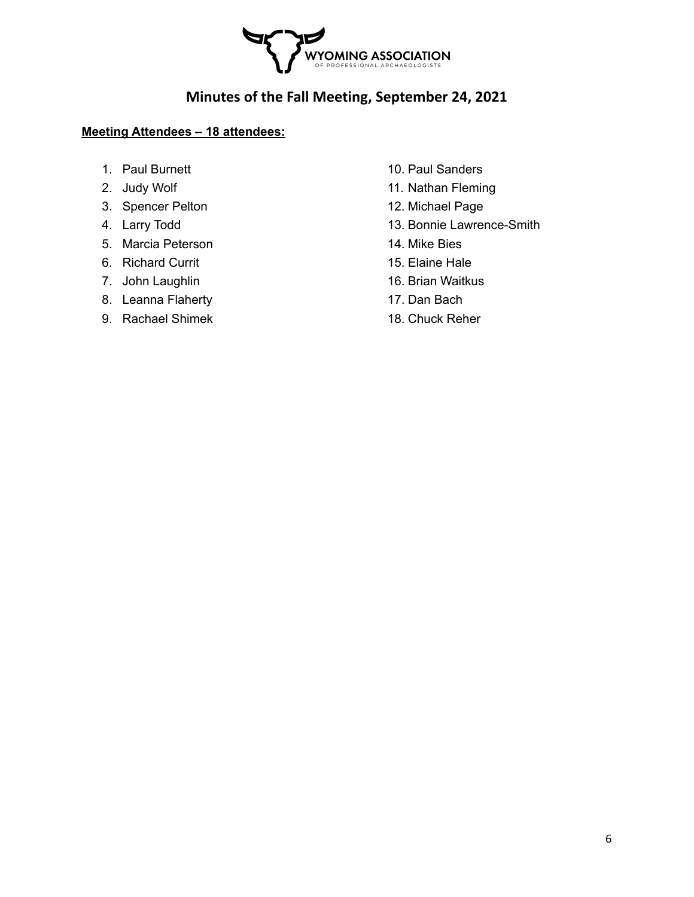WYOMING ASSOCIATION
OF PROFESSIONAL ARCHAEOLOGISTS

# Minutes of the Fall Meeting, September 24, 2021

**Meeting Attendees – 18 attendees:**

1. Paul Burnett
2. Judy Wolf
3. Spencer Pelton
4. Larry Todd
5. Marcia Peterson
6. Richard Currit
7. John Laughlin
8. Leanna Flaherty
9. Rachael Shimek
10. Paul Sanders
11. Nathan Fleming
12. Michael Page
13. Bonnie Lawrence-Smith
14. Mike Bies
15. Elaine Hale
16. Brian Waitkus
17. Dan Bach
18. Chuck Reher